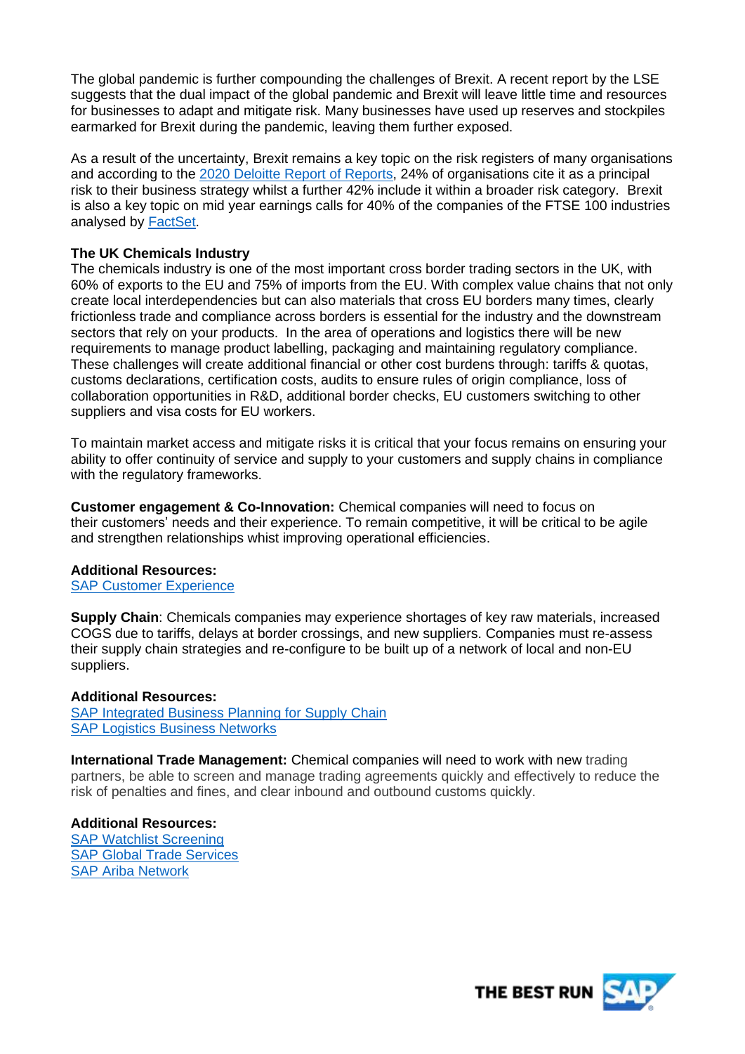The global pandemic is further compounding the challenges of Brexit. A recent report by the LSE suggests that the dual impact of the global pandemic and Brexit will leave little time and resources for businesses to adapt and mitigate risk. Many businesses have used up reserves and stockpiles earmarked for Brexit during the pandemic, leaving them further exposed.

As a result of the uncertainty, Brexit remains a key topic on the risk registers of many organisations and according to the [2020 Deloitte Report of Reports](), 24% of organisations cite it as a principal risk to their business strategy whilst a further 42% include it within a broader risk category. Brexit is also a key topic on mid year earnings calls for 40% of the companies of the FTSE 100 industries analysed by [FactSet]().

**The UK Chemicals Industry**

The chemicals industry is one of the most important cross border trading sectors in the UK, with 60% of exports to the EU and 75% of imports from the EU. With complex value chains that not only create local interdependencies but can also materials that cross EU borders many times, clearly frictionless trade and compliance across borders is essential for the industry and the downstream sectors that rely on your products. In the area of operations and logistics there will be new requirements to manage product labelling, packaging and maintaining regulatory compliance. These challenges will create additional financial or other cost burdens through: tariffs & quotas, customs declarations, certification costs, audits to ensure rules of origin compliance, loss of collaboration opportunities in R&D, additional border checks, EU customers switching to other suppliers and visa costs for EU workers.

To maintain market access and mitigate risks it is critical that your focus remains on ensuring your ability to offer continuity of service and supply to your customers and supply chains in compliance with the regulatory frameworks.

**Customer engagement & Co-Innovation:** Chemical companies will need to focus on their customers' needs and their experience. To remain competitive, it will be critical to be agile and strengthen relationships whist improving operational efficiencies.

**Additional Resources:**
[SAP Customer Experience]()

**Supply Chain**: Chemicals companies may experience shortages of key raw materials, increased COGS due to tariffs, delays at border crossings, and new suppliers. Companies must re-assess their supply chain strategies and re-configure to be built up of a network of local and non-EU suppliers.

**Additional Resources:**
[SAP Integrated Business Planning for Supply Chain]()
[SAP Logistics Business Networks]()

**International Trade Management:** Chemical companies will need to work with new trading partners, be able to screen and manage trading agreements quickly and effectively to reduce the risk of penalties and fines, and clear inbound and outbound customs quickly.

**Additional Resources:**
[SAP Watchlist Screening]()
[SAP Global Trade Services]()
[SAP Ariba Network]()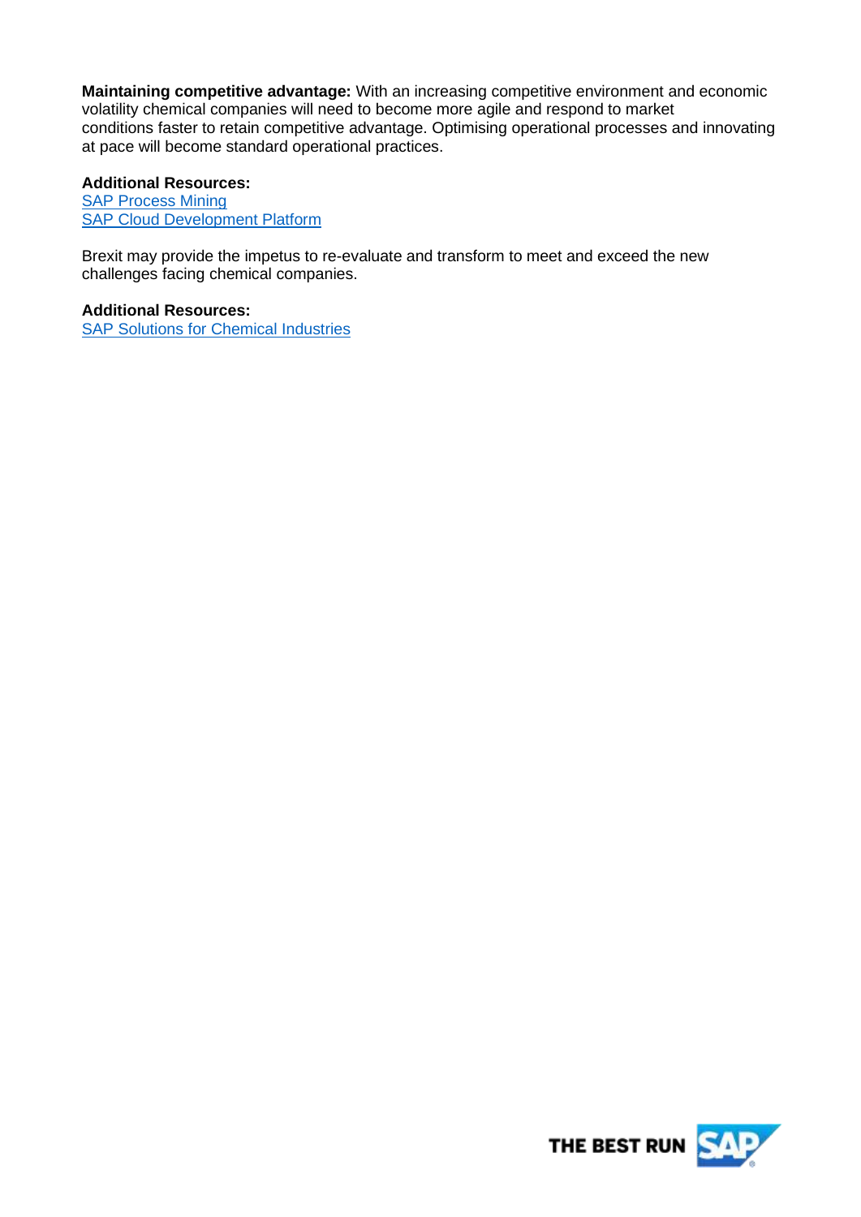**Maintaining competitive advantage:** With an increasing competitive environment and economic volatility chemical companies will need to become more agile and respond to market conditions faster to retain competitive advantage. Optimising operational processes and innovating at pace will become standard operational practices.

**Additional Resources:**
SAP Process Mining
SAP Cloud Development Platform

Brexit may provide the impetus to re-evaluate and transform to meet and exceed the new challenges facing chemical companies.

**Additional Resources:**
SAP Solutions for Chemical Industries